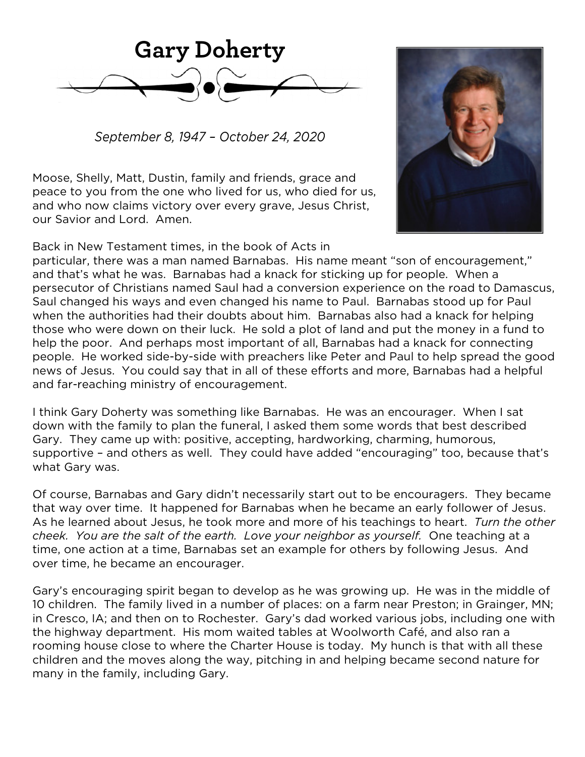# Gary Doherty

*September 8, 1947 – October 24, 2020*

Moose, Shelly, Matt, Dustin, family and friends, grace and peace to you from the one who lived for us, who died for us, and who now claims victory over every grave, Jesus Christ, our Savior and Lord. Amen.

Back in New Testament times, in the book of Acts in particular, there was a man named Barnabas. His name meant "son of encouragement," and that's what he was. Barnabas had a knack for sticking up for people. When a persecutor of Christians named Saul had a conversion experience on the road to Damascus, Saul changed his ways and even changed his name to Paul. Barnabas stood up for Paul when the authorities had their doubts about him. Barnabas also had a knack for helping those who were down on their luck. He sold a plot of land and put the money in a fund to help the poor. And perhaps most important of all, Barnabas had a knack for connecting people. He worked side-by-side with preachers like Peter and Paul to help spread the good news of Jesus. You could say that in all of these efforts and more, Barnabas had a helpful and far-reaching ministry of encouragement.

I think Gary Doherty was something like Barnabas. He was an encourager. When I sat down with the family to plan the funeral, I asked them some words that best described Gary. They came up with: positive, accepting, hardworking, charming, humorous, supportive – and others as well. They could have added "encouraging" too, because that's what Gary was.

Of course, Barnabas and Gary didn't necessarily start out to be encouragers. They became that way over time. It happened for Barnabas when he became an early follower of Jesus. As he learned about Jesus, he took more and more of his teachings to heart. *Turn the other cheek. You are the salt of the earth. Love your neighbor as yourself.* One teaching at a time, one action at a time, Barnabas set an example for others by following Jesus. And over time, he became an encourager.

Gary's encouraging spirit began to develop as he was growing up. He was in the middle of 10 children. The family lived in a number of places: on a farm near Preston; in Grainger, MN; in Cresco, IA; and then on to Rochester. Gary's dad worked various jobs, including one with the highway department. His mom waited tables at Woolworth Café, and also ran a rooming house close to where the Charter House is today. My hunch is that with all these children and the moves along the way, pitching in and helping became second nature for many in the family, including Gary.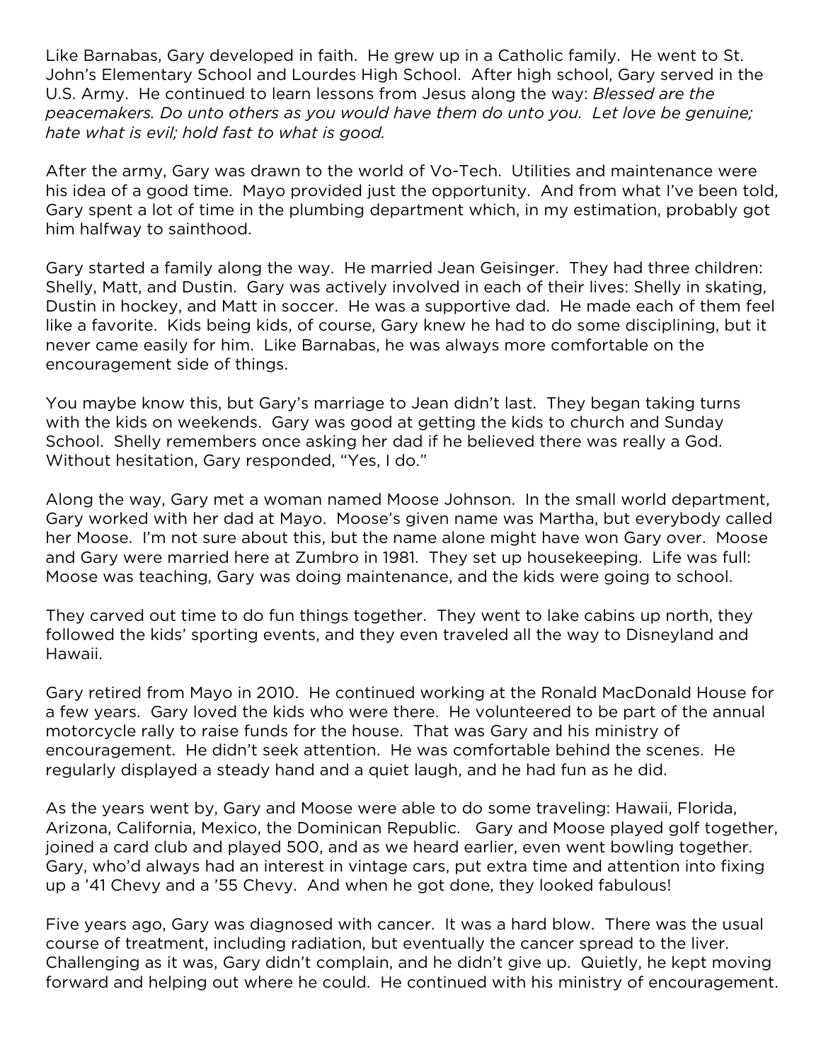Like Barnabas, Gary developed in faith. He grew up in a Catholic family. He went to St. John's Elementary School and Lourdes High School. After high school, Gary served in the U.S. Army. He continued to learn lessons from Jesus along the way: *Blessed are the peacemakers. Do unto others as you would have them do unto you. Let love be genuine; hate what is evil; hold fast to what is good.*

After the army, Gary was drawn to the world of Vo-Tech. Utilities and maintenance were his idea of a good time. Mayo provided just the opportunity. And from what I've been told, Gary spent a lot of time in the plumbing department which, in my estimation, probably got him halfway to sainthood.

Gary started a family along the way. He married Jean Geisinger. They had three children: Shelly, Matt, and Dustin. Gary was actively involved in each of their lives: Shelly in skating, Dustin in hockey, and Matt in soccer. He was a supportive dad. He made each of them feel like a favorite. Kids being kids, of course, Gary knew he had to do some disciplining, but it never came easily for him. Like Barnabas, he was always more comfortable on the encouragement side of things.

You maybe know this, but Gary's marriage to Jean didn't last. They began taking turns with the kids on weekends. Gary was good at getting the kids to church and Sunday School. Shelly remembers once asking her dad if he believed there was really a God. Without hesitation, Gary responded, "Yes, I do."

Along the way, Gary met a woman named Moose Johnson. In the small world department, Gary worked with her dad at Mayo. Moose's given name was Martha, but everybody called her Moose. I'm not sure about this, but the name alone might have won Gary over. Moose and Gary were married here at Zumbro in 1981. They set up housekeeping. Life was full: Moose was teaching, Gary was doing maintenance, and the kids were going to school.

They carved out time to do fun things together. They went to lake cabins up north, they followed the kids' sporting events, and they even traveled all the way to Disneyland and Hawaii.

Gary retired from Mayo in 2010. He continued working at the Ronald MacDonald House for a few years. Gary loved the kids who were there. He volunteered to be part of the annual motorcycle rally to raise funds for the house. That was Gary and his ministry of encouragement. He didn't seek attention. He was comfortable behind the scenes. He regularly displayed a steady hand and a quiet laugh, and he had fun as he did.

As the years went by, Gary and Moose were able to do some traveling: Hawaii, Florida, Arizona, California, Mexico, the Dominican Republic. Gary and Moose played golf together, joined a card club and played 500, and as we heard earlier, even went bowling together. Gary, who'd always had an interest in vintage cars, put extra time and attention into fixing up a '41 Chevy and a '55 Chevy. And when he got done, they looked fabulous!

Five years ago, Gary was diagnosed with cancer. It was a hard blow. There was the usual course of treatment, including radiation, but eventually the cancer spread to the liver. Challenging as it was, Gary didn't complain, and he didn't give up. Quietly, he kept moving forward and helping out where he could. He continued with his ministry of encouragement.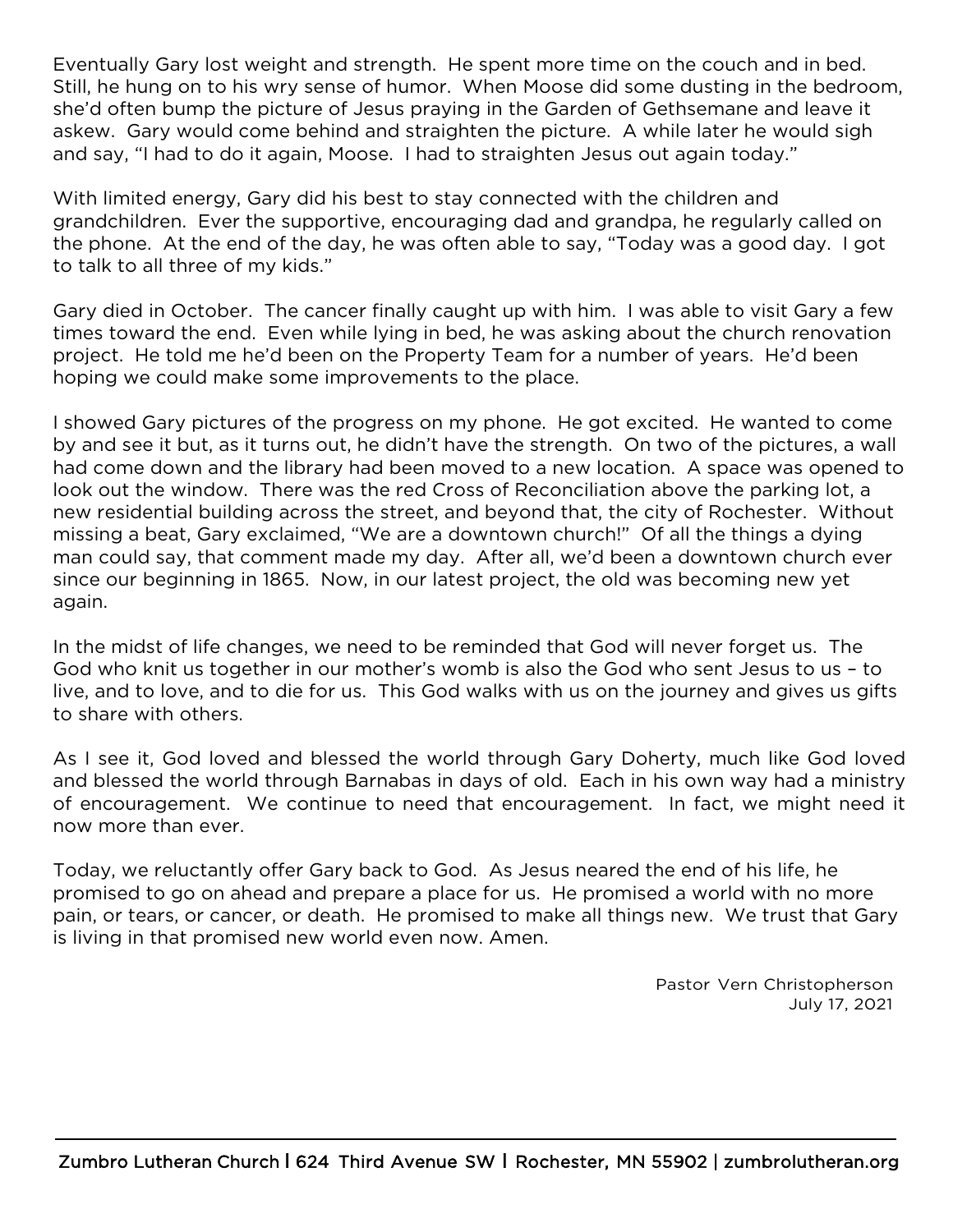Eventually Gary lost weight and strength. He spent more time on the couch and in bed. Still, he hung on to his wry sense of humor. When Moose did some dusting in the bedroom, she'd often bump the picture of Jesus praying in the Garden of Gethsemane and leave it askew. Gary would come behind and straighten the picture. A while later he would sigh and say, "I had to do it again, Moose. I had to straighten Jesus out again today."

With limited energy, Gary did his best to stay connected with the children and grandchildren. Ever the supportive, encouraging dad and grandpa, he regularly called on the phone. At the end of the day, he was often able to say, "Today was a good day. I got to talk to all three of my kids."

Gary died in October. The cancer finally caught up with him. I was able to visit Gary a few times toward the end. Even while lying in bed, he was asking about the church renovation project. He told me he'd been on the Property Team for a number of years. He'd been hoping we could make some improvements to the place.

I showed Gary pictures of the progress on my phone. He got excited. He wanted to come by and see it but, as it turns out, he didn't have the strength. On two of the pictures, a wall had come down and the library had been moved to a new location. A space was opened to look out the window. There was the red Cross of Reconciliation above the parking lot, a new residential building across the street, and beyond that, the city of Rochester. Without missing a beat, Gary exclaimed, "We are a downtown church!" Of all the things a dying man could say, that comment made my day. After all, we'd been a downtown church ever since our beginning in 1865. Now, in our latest project, the old was becoming new yet again.

In the midst of life changes, we need to be reminded that God will never forget us. The God who knit us together in our mother's womb is also the God who sent Jesus to us – to live, and to love, and to die for us. This God walks with us on the journey and gives us gifts to share with others.

As I see it, God loved and blessed the world through Gary Doherty, much like God loved and blessed the world through Barnabas in days of old. Each in his own way had a ministry of encouragement. We continue to need that encouragement. In fact, we might need it now more than ever.

Today, we reluctantly offer Gary back to God. As Jesus neared the end of his life, he promised to go on ahead and prepare a place for us. He promised a world with no more pain, or tears, or cancer, or death. He promised to make all things new. We trust that Gary is living in that promised new world even now. Amen.

Pastor Vern Christopherson
July 17, 2021